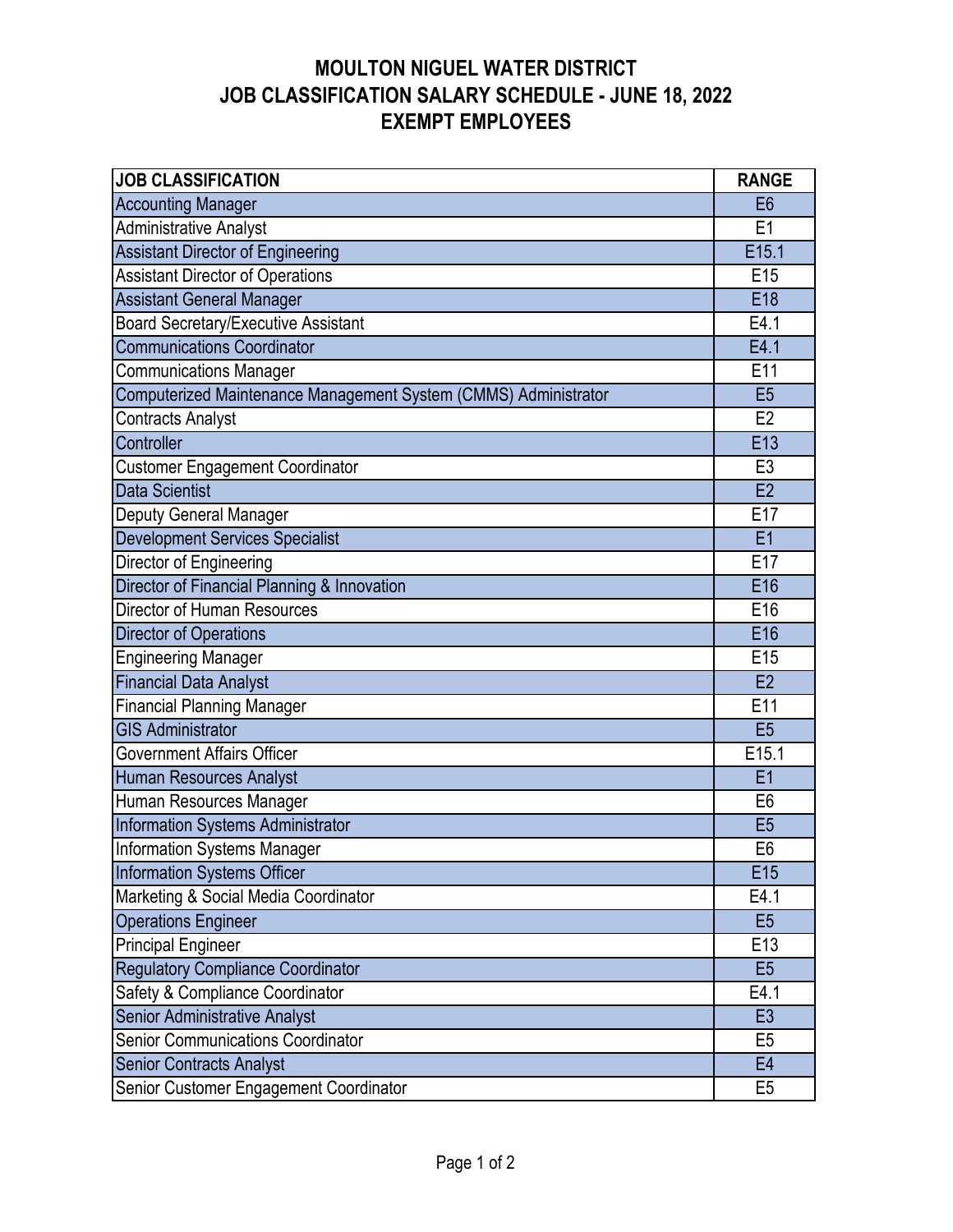# MOULTON NIGUEL WATER DISTRICT
# JOB CLASSIFICATION SALARY SCHEDULE - JUNE 18, 2022
# EXEMPT EMPLOYEES

| JOB CLASSIFICATION | RANGE |
|---|---|
| Accounting Manager | E6 |
| Administrative Analyst | E1 |
| Assistant Director of Engineering | E15.1 |
| Assistant Director of Operations | E15 |
| Assistant General Manager | E18 |
| Board Secretary/Executive Assistant | E4.1 |
| Communications Coordinator | E4.1 |
| Communications Manager | E11 |
| Computerized Maintenance Management System (CMMS) Administrator | E5 |
| Contracts Analyst | E2 |
| Controller | E13 |
| Customer Engagement Coordinator | E3 |
| Data Scientist | E2 |
| Deputy General Manager | E17 |
| Development Services Specialist | E1 |
| Director of Engineering | E17 |
| Director of Financial Planning & Innovation | E16 |
| Director of Human Resources | E16 |
| Director of Operations | E16 |
| Engineering Manager | E15 |
| Financial Data Analyst | E2 |
| Financial Planning Manager | E11 |
| GIS Administrator | E5 |
| Government Affairs Officer | E15.1 |
| Human Resources Analyst | E1 |
| Human Resources Manager | E6 |
| Information Systems Administrator | E5 |
| Information Systems Manager | E6 |
| Information Systems Officer | E15 |
| Marketing & Social Media Coordinator | E4.1 |
| Operations Engineer | E5 |
| Principal Engineer | E13 |
| Regulatory Compliance Coordinator | E5 |
| Safety & Compliance Coordinator | E4.1 |
| Senior Administrative Analyst | E3 |
| Senior Communications Coordinator | E5 |
| Senior Contracts Analyst | E4 |
| Senior Customer Engagement Coordinator | E5 |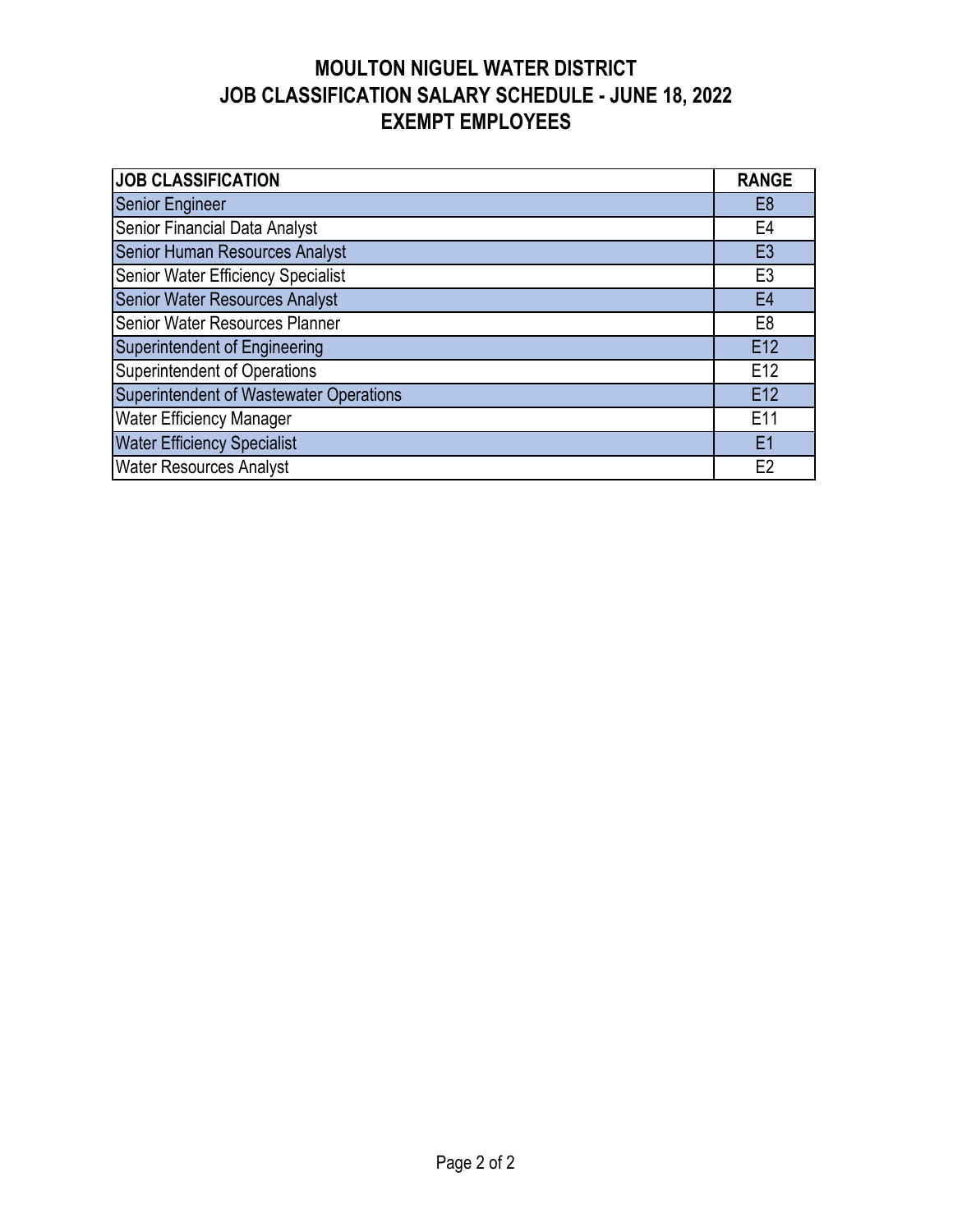# MOULTON NIGUEL WATER DISTRICT
## JOB CLASSIFICATION SALARY SCHEDULE - JUNE 18, 2022
## EXEMPT EMPLOYEES

| JOB CLASSIFICATION | RANGE |
|---|---|
| Senior Engineer | E8 |
| Senior Financial Data Analyst | E4 |
| Senior Human Resources Analyst | E3 |
| Senior Water Efficiency Specialist | E3 |
| Senior Water Resources Analyst | E4 |
| Senior Water Resources Planner | E8 |
| Superintendent of Engineering | E12 |
| Superintendent of Operations | E12 |
| Superintendent of Wastewater Operations | E12 |
| Water Efficiency Manager | E11 |
| Water Efficiency Specialist | E1 |
| Water Resources Analyst | E2 |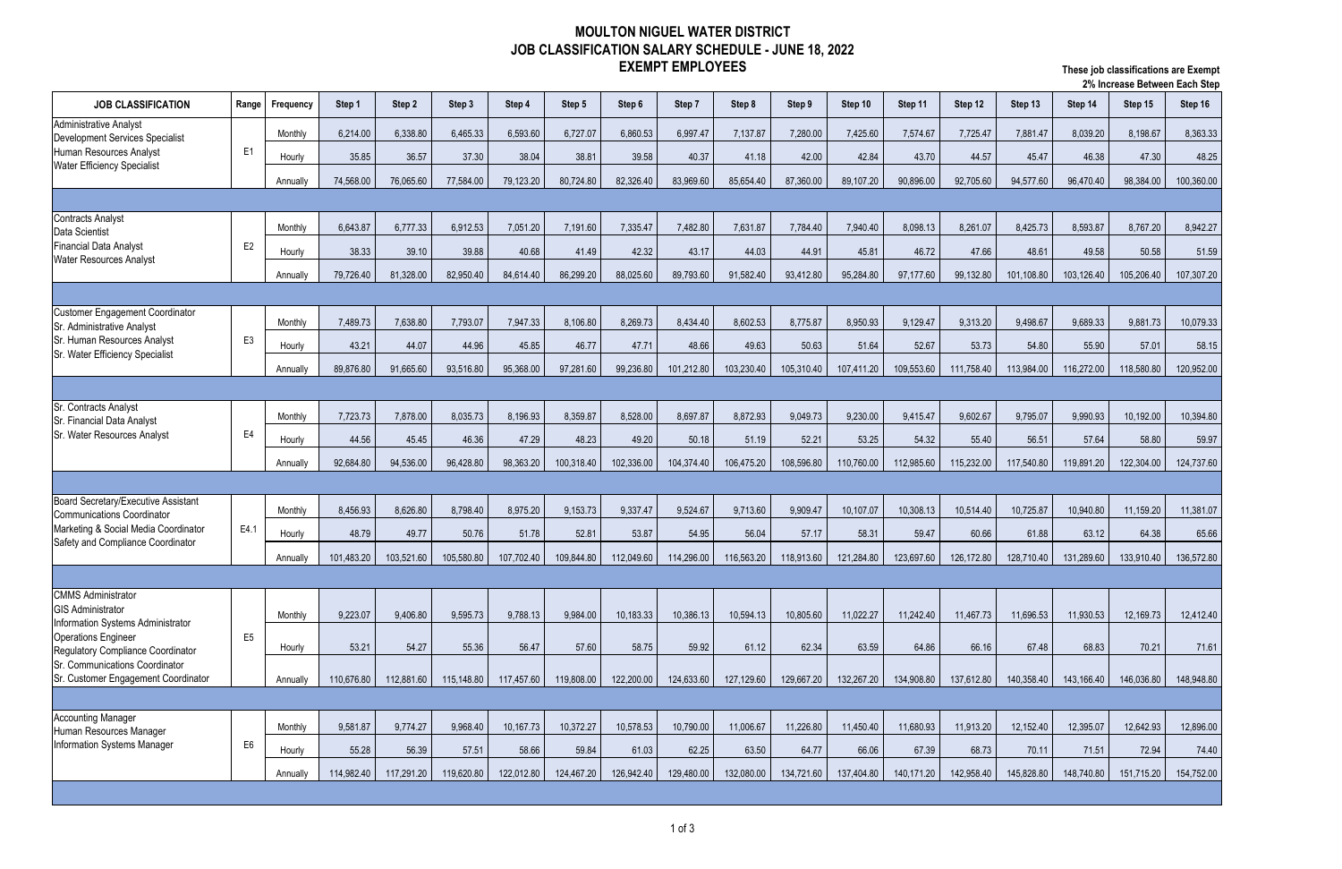# MOULTON NIGUEL WATER DISTRICT
## JOB CLASSIFICATION SALARY SCHEDULE - JUNE 18, 2022
## EXEMPT EMPLOYEES

**These job classifications are Exempt**
**2% Increase Between Each Step**

| JOB CLASSIFICATION | Range | Frequency | Step 1 | Step 2 | Step 3 | Step 4 | Step 5 | Step 6 | Step 7 | Step 8 | Step 9 | Step 10 | Step 11 | Step 12 | Step 13 | Step 14 | Step 15 | Step 16 |
|---|---|---|---|---|---|---|---|---|---|---|---|---|---|---|---|---|---|---|
| Administrative Analyst<br>Development Services Specialist<br>Human Resources Analyst<br>Water Efficiency Specialist | E1 | Monthly | 6,214.00 | 6,338.80 | 6,465.33 | 6,593.60 | 6,727.07 | 6,860.53 | 6,997.47 | 7,137.87 | 7,280.00 | 7,425.60 | 7,574.67 | 7,725.47 | 7,881.47 | 8,039.20 | 8,198.67 | 8,363.33 |
| | | Hourly | 35.85 | 36.57 | 37.30 | 38.04 | 38.81 | 39.58 | 40.37 | 41.18 | 42.00 | 42.84 | 43.70 | 44.57 | 45.47 | 46.38 | 47.30 | 48.25 |
| | | Annually | 74,568.00 | 76,065.60 | 77,584.00 | 79,123.20 | 80,724.80 | 82,326.40 | 83,969.60 | 85,654.40 | 87,360.00 | 89,107.20 | 90,896.00 | 92,705.60 | 94,577.60 | 96,470.40 | 98,384.00 | 100,360.00 |
| Contracts Analyst<br>Data Scientist<br>Financial Data Analyst<br>Water Resources Analyst | E2 | Monthly | 6,643.87 | 6,777.33 | 6,912.53 | 7,051.20 | 7,191.60 | 7,335.47 | 7,482.80 | 7,631.87 | 7,784.40 | 7,940.40 | 8,098.13 | 8,261.07 | 8,425.73 | 8,593.87 | 8,767.20 | 8,942.27 |
| | | Hourly | 38.33 | 39.10 | 39.88 | 40.68 | 41.49 | 42.32 | 43.17 | 44.03 | 44.91 | 45.81 | 46.72 | 47.66 | 48.61 | 49.58 | 50.58 | 51.59 |
| | | Annually | 79,726.40 | 81,328.00 | 82,950.40 | 84,614.40 | 86,299.20 | 88,025.60 | 89,793.60 | 91,582.40 | 93,412.80 | 95,284.80 | 97,177.60 | 99,132.80 | 101,108.80 | 103,126.40 | 105,206.40 | 107,307.20 |
| Customer Engagement Coordinator<br>Sr. Administrative Analyst<br>Sr. Human Resources Analyst<br>Sr. Water Efficiency Specialist | E3 | Monthly | 7,489.73 | 7,638.80 | 7,793.07 | 7,947.33 | 8,106.80 | 8,269.73 | 8,434.40 | 8,602.53 | 8,775.87 | 8,950.93 | 9,129.47 | 9,313.20 | 9,498.67 | 9,689.33 | 9,881.73 | 10,079.33 |
| | | Hourly | 43.21 | 44.07 | 44.96 | 45.85 | 46.77 | 47.71 | 48.66 | 49.63 | 50.63 | 51.64 | 52.67 | 53.73 | 54.80 | 55.90 | 57.01 | 58.15 |
| | | Annually | 89,876.80 | 91,665.60 | 93,516.80 | 95,368.00 | 97,281.60 | 99,236.80 | 101,212.80 | 103,230.40 | 105,310.40 | 107,411.20 | 109,553.60 | 111,758.40 | 113,984.00 | 116,272.00 | 118,580.80 | 120,952.00 |
| Sr. Contracts Analyst<br>Sr. Financial Data Analyst<br>Sr. Water Resources Analyst | E4 | Monthly | 7,723.73 | 7,878.00 | 8,035.73 | 8,196.93 | 8,359.87 | 8,528.00 | 8,697.87 | 8,872.93 | 9,049.73 | 9,230.00 | 9,415.47 | 9,602.67 | 9,795.07 | 9,990.93 | 10,192.00 | 10,394.80 |
| | | Hourly | 44.56 | 45.45 | 46.36 | 47.29 | 48.23 | 49.20 | 50.18 | 51.19 | 52.21 | 53.25 | 54.32 | 55.40 | 56.51 | 57.64 | 58.80 | 59.97 |
| | | Annually | 92,684.80 | 94,536.00 | 96,428.80 | 98,363.20 | 100,318.40 | 102,336.00 | 104,374.40 | 106,475.20 | 108,596.80 | 110,760.00 | 112,985.60 | 115,232.00 | 117,540.80 | 119,891.20 | 122,304.00 | 124,737.60 |
| Board Secretary/Executive Assistant<br>Communications Coordinator<br>Marketing & Social Media Coordinator<br>Safety and Compliance Coordinator | E4.1 | Monthly | 8,456.93 | 8,626.80 | 8,798.40 | 8,975.20 | 9,153.73 | 9,337.47 | 9,524.67 | 9,713.60 | 9,909.47 | 10,107.07 | 10,308.13 | 10,514.40 | 10,725.87 | 10,940.80 | 11,159.20 | 11,381.07 |
| | | Hourly | 48.79 | 49.77 | 50.76 | 51.78 | 52.81 | 53.87 | 54.95 | 56.04 | 57.17 | 58.31 | 59.47 | 60.66 | 61.88 | 63.12 | 64.38 | 65.66 |
| | | Annually | 101,483.20 | 103,521.60 | 105,580.80 | 107,702.40 | 109,844.80 | 112,049.60 | 114,296.00 | 116,563.20 | 118,913.60 | 121,284.80 | 123,697.60 | 126,172.80 | 128,710.40 | 131,289.60 | 133,910.40 | 136,572.80 |
| CMMS Administrator<br>GIS Administrator<br>Information Systems Administrator<br>Operations Engineer<br>Regulatory Compliance Coordinator<br>Sr. Communications Coordinator<br>Sr. Customer Engagement Coordinator | E5 | Monthly | 9,223.07 | 9,406.80 | 9,595.73 | 9,788.13 | 9,984.00 | 10,183.33 | 10,386.13 | 10,594.13 | 10,805.60 | 11,022.27 | 11,242.40 | 11,467.73 | 11,696.53 | 11,930.53 | 12,169.73 | 12,412.40 |
| | | Hourly | 53.21 | 54.27 | 55.36 | 56.47 | 57.60 | 58.75 | 59.92 | 61.12 | 62.34 | 63.59 | 64.86 | 66.16 | 67.48 | 68.83 | 70.21 | 71.61 |
| | | Annually | 110,676.80 | 112,881.60 | 115,148.80 | 117,457.60 | 119,808.00 | 122,200.00 | 124,633.60 | 127,129.60 | 129,667.20 | 132,267.20 | 134,908.80 | 137,612.80 | 140,358.40 | 143,166.40 | 146,036.80 | 148,948.80 |
| Accounting Manager<br>Human Resources Manager<br>Information Systems Manager | E6 | Monthly | 9,581.87 | 9,774.27 | 9,968.40 | 10,167.73 | 10,372.27 | 10,578.53 | 10,790.00 | 11,006.67 | 11,226.80 | 11,450.40 | 11,680.93 | 11,913.20 | 12,152.40 | 12,395.07 | 12,642.93 | 12,896.00 |
| | | Hourly | 55.28 | 56.39 | 57.51 | 58.66 | 59.84 | 61.03 | 62.25 | 63.50 | 64.77 | 66.06 | 67.39 | 68.73 | 70.11 | 71.51 | 72.94 | 74.40 |
| | | Annually | 114,982.40 | 117,291.20 | 119,620.80 | 122,012.80 | 124,467.20 | 126,942.40 | 129,480.00 | 132,080.00 | 134,721.60 | 137,404.80 | 140,171.20 | 142,958.40 | 145,828.80 | 148,740.80 | 151,715.20 | 154,752.00 |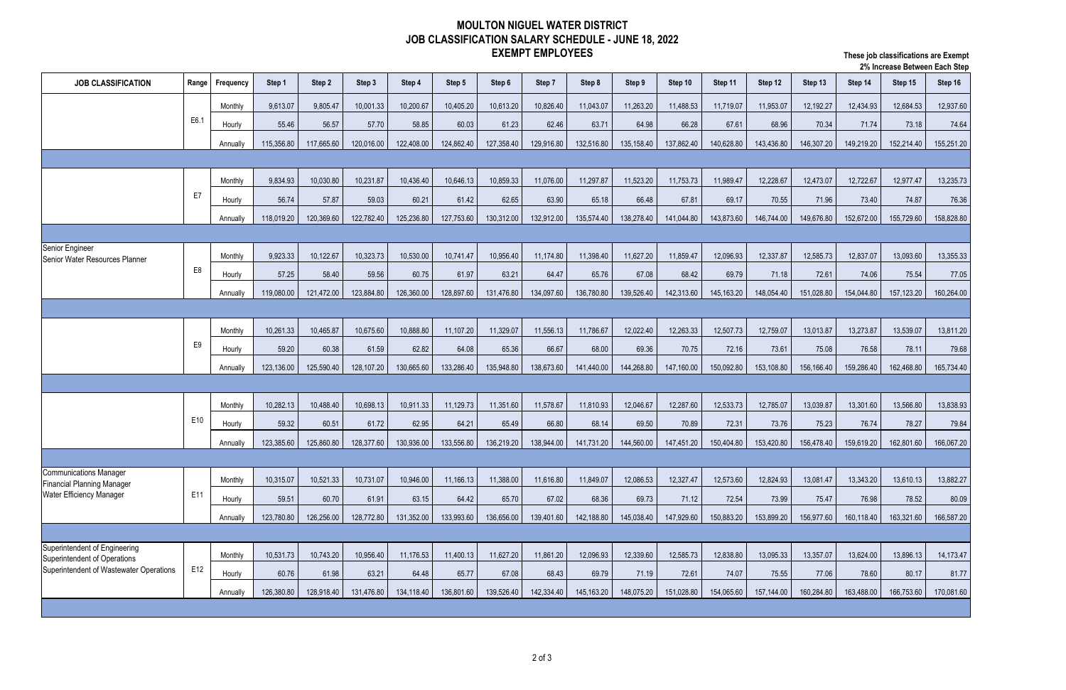# MOULTON NIGUEL WATER DISTRICT
## JOB CLASSIFICATION SALARY SCHEDULE - JUNE 18, 2022
## EXEMPT EMPLOYEES

**These job classifications are Exempt**
**2% Increase Between Each Step**

| JOB CLASSIFICATION | Range | Frequency | Step 1 | Step 2 | Step 3 | Step 4 | Step 5 | Step 6 | Step 7 | Step 8 | Step 9 | Step 10 | Step 11 | Step 12 | Step 13 | Step 14 | Step 15 | Step 16 |
|---|---|---|---|---|---|---|---|---|---|---|---|---|---|---|---|---|---|---|
| | E6.1 | Monthly | 9,613.07 | 9,805.47 | 10,001.33 | 10,200.67 | 10,405.20 | 10,613.20 | 10,826.40 | 11,043.07 | 11,263.20 | 11,488.53 | 11,719.07 | 11,953.07 | 12,192.27 | 12,434.93 | 12,684.53 | 12,937.60 |
| | | Hourly | 55.46 | 56.57 | 57.70 | 58.85 | 60.03 | 61.23 | 62.46 | 63.71 | 64.98 | 66.28 | 67.61 | 68.96 | 70.34 | 71.74 | 73.18 | 74.64 |
| | | Annually | 115,356.80 | 117,665.60 | 120,016.00 | 122,408.00 | 124,862.40 | 127,358.40 | 129,916.80 | 132,516.80 | 135,158.40 | 137,862.40 | 140,628.80 | 143,436.80 | 146,307.20 | 149,219.20 | 152,214.40 | 155,251.20 |
| | E7 | Monthly | 9,834.93 | 10,030.80 | 10,231.87 | 10,436.40 | 10,646.13 | 10,859.33 | 11,076.00 | 11,297.87 | 11,523.20 | 11,753.73 | 11,989.47 | 12,228.67 | 12,473.07 | 12,722.67 | 12,977.47 | 13,235.73 |
| | | Hourly | 56.74 | 57.87 | 59.03 | 60.21 | 61.42 | 62.65 | 63.90 | 65.18 | 66.48 | 67.81 | 69.17 | 70.55 | 71.96 | 73.40 | 74.87 | 76.36 |
| | | Annually | 118,019.20 | 120,369.60 | 122,782.40 | 125,236.80 | 127,753.60 | 130,312.00 | 132,912.00 | 135,574.40 | 138,278.40 | 141,044.80 | 143,873.60 | 146,744.00 | 149,676.80 | 152,672.00 | 155,729.60 | 158,828.80 |
| Senior Engineer<br>Senior Water Resources Planner | E8 | Monthly | 9,923.33 | 10,122.67 | 10,323.73 | 10,530.00 | 10,741.47 | 10,956.40 | 11,174.80 | 11,398.40 | 11,627.20 | 11,859.47 | 12,096.93 | 12,337.87 | 12,585.73 | 12,837.07 | 13,093.60 | 13,355.33 |
| | | Hourly | 57.25 | 58.40 | 59.56 | 60.75 | 61.97 | 63.21 | 64.47 | 65.76 | 67.08 | 68.42 | 69.79 | 71.18 | 72.61 | 74.06 | 75.54 | 77.05 |
| | | Annually | 119,080.00 | 121,472.00 | 123,884.80 | 126,360.00 | 128,897.60 | 131,476.80 | 134,097.60 | 136,780.80 | 139,526.40 | 142,313.60 | 145,163.20 | 148,054.40 | 151,028.80 | 154,044.80 | 157,123.20 | 160,264.00 |
| | E9 | Monthly | 10,261.33 | 10,465.87 | 10,675.60 | 10,888.80 | 11,107.20 | 11,329.07 | 11,556.13 | 11,786.67 | 12,022.40 | 12,263.33 | 12,507.73 | 12,759.07 | 13,013.87 | 13,273.87 | 13,539.07 | 13,811.20 |
| | | Hourly | 59.20 | 60.38 | 61.59 | 62.82 | 64.08 | 65.36 | 66.67 | 68.00 | 69.36 | 70.75 | 72.16 | 73.61 | 75.08 | 76.58 | 78.11 | 79.68 |
| | | Annually | 123,136.00 | 125,590.40 | 128,107.20 | 130,665.60 | 133,286.40 | 135,948.80 | 138,673.60 | 141,440.00 | 144,268.80 | 147,160.00 | 150,092.80 | 153,108.80 | 156,166.40 | 159,286.40 | 162,468.80 | 165,734.40 |
| | E10 | Monthly | 10,282.13 | 10,488.40 | 10,698.13 | 10,911.33 | 11,129.73 | 11,351.60 | 11,578.67 | 11,810.93 | 12,046.67 | 12,287.60 | 12,533.73 | 12,785.07 | 13,039.87 | 13,301.60 | 13,566.80 | 13,838.93 |
| | | Hourly | 59.32 | 60.51 | 61.72 | 62.95 | 64.21 | 65.49 | 66.80 | 68.14 | 69.50 | 70.89 | 72.31 | 73.76 | 75.23 | 76.74 | 78.27 | 79.84 |
| | | Annually | 123,385.60 | 125,860.80 | 128,377.60 | 130,936.00 | 133,556.80 | 136,219.20 | 138,944.00 | 141,731.20 | 144,560.00 | 147,451.20 | 150,404.80 | 153,420.80 | 156,478.40 | 159,619.20 | 162,801.60 | 166,067.20 |
| Communications Manager<br>Financial Planning Manager<br>Water Efficiency Manager | E11 | Monthly | 10,315.07 | 10,521.33 | 10,731.07 | 10,946.00 | 11,166.13 | 11,388.00 | 11,616.80 | 11,849.07 | 12,086.53 | 12,327.47 | 12,573.60 | 12,824.93 | 13,081.47 | 13,343.20 | 13,610.13 | 13,882.27 |
| | | Hourly | 59.51 | 60.70 | 61.91 | 63.15 | 64.42 | 65.70 | 67.02 | 68.36 | 69.73 | 71.12 | 72.54 | 73.99 | 75.47 | 76.98 | 78.52 | 80.09 |
| | | Annually | 123,780.80 | 126,256.00 | 128,772.80 | 131,352.00 | 133,993.60 | 136,656.00 | 139,401.60 | 142,188.80 | 145,038.40 | 147,929.60 | 150,883.20 | 153,899.20 | 156,977.60 | 160,118.40 | 163,321.60 | 166,587.20 |
| Superintendent of Engineering<br>Superintendent of Operations<br>Superintendent of Wastewater Operations | E12 | Monthly | 10,531.73 | 10,743.20 | 10,956.40 | 11,176.53 | 11,400.13 | 11,627.20 | 11,861.20 | 12,096.93 | 12,339.60 | 12,585.73 | 12,838.80 | 13,095.33 | 13,357.07 | 13,624.00 | 13,896.13 | 14,173.47 |
| | | Hourly | 60.76 | 61.98 | 63.21 | 64.48 | 65.77 | 67.08 | 68.43 | 69.79 | 71.19 | 72.61 | 74.07 | 75.55 | 77.06 | 78.60 | 80.17 | 81.77 |
| | | Annually | 126,380.80 | 128,918.40 | 131,476.80 | 134,118.40 | 136,801.60 | 139,526.40 | 142,334.40 | 145,163.20 | 148,075.20 | 151,028.80 | 154,065.60 | 157,144.00 | 160,284.80 | 163,488.00 | 166,753.60 | 170,081.60 |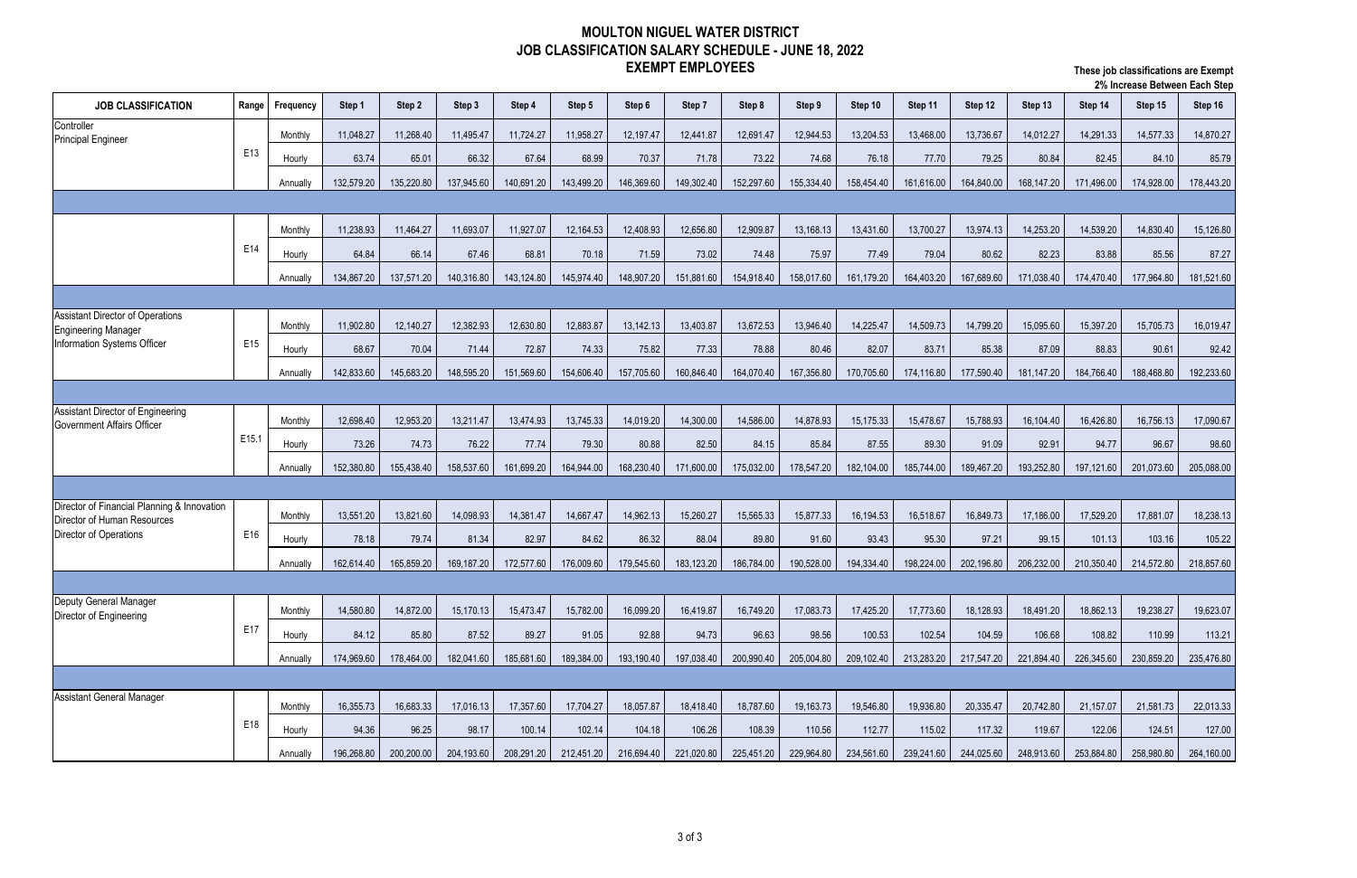# MOULTON NIGUEL WATER DISTRICT
# JOB CLASSIFICATION SALARY SCHEDULE - JUNE 18, 2022
# EXEMPT EMPLOYEES

**These job classifications are Exempt**
**2% Increase Between Each Step**

| JOB CLASSIFICATION | Range | Frequency | Step 1 | Step 2 | Step 3 | Step 4 | Step 5 | Step 6 | Step 7 | Step 8 | Step 9 | Step 10 | Step 11 | Step 12 | Step 13 | Step 14 | Step 15 | Step 16 |
|---|---|---|---|---|---|---|---|---|---|---|---|---|---|---|---|---|---|---|
| Controller<br>Principal Engineer | E13 | Monthly | 11,048.27 | 11,268.40 | 11,495.47 | 11,724.27 | 11,958.27 | 12,197.47 | 12,441.87 | 12,691.47 | 12,944.53 | 13,204.53 | 13,468.00 | 13,736.67 | 14,012.27 | 14,291.33 | 14,577.33 | 14,870.27 |
| | | Hourly | 63.74 | 65.01 | 66.32 | 67.64 | 68.99 | 70.37 | 71.78 | 73.22 | 74.68 | 76.18 | 77.70 | 79.25 | 80.84 | 82.45 | 84.10 | 85.79 |
| | | Annually | 132,579.20 | 135,220.80 | 137,945.60 | 140,691.20 | 143,499.20 | 146,369.60 | 149,302.40 | 152,297.60 | 155,334.40 | 158,454.40 | 161,616.00 | 164,840.00 | 168,147.20 | 171,496.00 | 174,928.00 | 178,443.20 |
| | E14 | Monthly | 11,238.93 | 11,464.27 | 11,693.07 | 11,927.07 | 12,164.53 | 12,408.93 | 12,656.80 | 12,909.87 | 13,168.13 | 13,431.60 | 13,700.27 | 13,974.13 | 14,253.20 | 14,539.20 | 14,830.40 | 15,126.80 |
| | | Hourly | 64.84 | 66.14 | 67.46 | 68.81 | 70.18 | 71.59 | 73.02 | 74.48 | 75.97 | 77.49 | 79.04 | 80.62 | 82.23 | 83.88 | 85.56 | 87.27 |
| | | Annually | 134,867.20 | 137,571.20 | 140,316.80 | 143,124.80 | 145,974.40 | 148,907.20 | 151,881.60 | 154,918.40 | 158,017.60 | 161,179.20 | 164,403.20 | 167,689.60 | 171,038.40 | 174,470.40 | 177,964.80 | 181,521.60 |
| Assistant Director of Operations<br>Engineering Manager<br>Information Systems Officer | E15 | Monthly | 11,902.80 | 12,140.27 | 12,382.93 | 12,630.80 | 12,883.87 | 13,142.13 | 13,403.87 | 13,672.53 | 13,946.40 | 14,225.47 | 14,509.73 | 14,799.20 | 15,095.60 | 15,397.20 | 15,705.73 | 16,019.47 |
| | | Hourly | 68.67 | 70.04 | 71.44 | 72.87 | 74.33 | 75.82 | 77.33 | 78.88 | 80.46 | 82.07 | 83.71 | 85.38 | 87.09 | 88.83 | 90.61 | 92.42 |
| | | Annually | 142,833.60 | 145,683.20 | 148,595.20 | 151,569.60 | 154,606.40 | 157,705.60 | 160,846.40 | 164,070.40 | 167,356.80 | 170,705.60 | 174,116.80 | 177,590.40 | 181,147.20 | 184,766.40 | 188,468.80 | 192,233.60 |
| Assistant Director of Engineering<br>Government Affairs Officer | E15.1 | Monthly | 12,698.40 | 12,953.20 | 13,211.47 | 13,474.93 | 13,745.33 | 14,019.20 | 14,300.00 | 14,586.00 | 14,878.93 | 15,175.33 | 15,478.67 | 15,788.93 | 16,104.40 | 16,426.80 | 16,756.13 | 17,090.67 |
| | | Hourly | 73.26 | 74.73 | 76.22 | 77.74 | 79.30 | 80.88 | 82.50 | 84.15 | 85.84 | 87.55 | 89.30 | 91.09 | 92.91 | 94.77 | 96.67 | 98.60 |
| | | Annually | 152,380.80 | 155,438.40 | 158,537.60 | 161,699.20 | 164,944.00 | 168,230.40 | 171,600.00 | 175,032.00 | 178,547.20 | 182,104.00 | 185,744.00 | 189,467.20 | 193,252.80 | 197,121.60 | 201,073.60 | 205,088.00 |
| Director of Financial Planning & Innovation<br>Director of Human Resources<br>Director of Operations | E16 | Monthly | 13,551.20 | 13,821.60 | 14,098.93 | 14,381.47 | 14,667.47 | 14,962.13 | 15,260.27 | 15,565.33 | 15,877.33 | 16,194.53 | 16,518.67 | 16,849.73 | 17,186.00 | 17,529.20 | 17,881.07 | 18,238.13 |
| | | Hourly | 78.18 | 79.74 | 81.34 | 82.97 | 84.62 | 86.32 | 88.04 | 89.80 | 91.60 | 93.43 | 95.30 | 97.21 | 99.15 | 101.13 | 103.16 | 105.22 |
| | | Annually | 162,614.40 | 165,859.20 | 169,187.20 | 172,577.60 | 176,009.60 | 179,545.60 | 183,123.20 | 186,784.00 | 190,528.00 | 194,334.40 | 198,224.00 | 202,196.80 | 206,232.00 | 210,350.40 | 214,572.80 | 218,857.60 |
| Deputy General Manager<br>Director of Engineering | E17 | Monthly | 14,580.80 | 14,872.00 | 15,170.13 | 15,473.47 | 15,782.00 | 16,099.20 | 16,419.87 | 16,749.20 | 17,083.73 | 17,425.20 | 17,773.60 | 18,128.93 | 18,491.20 | 18,862.13 | 19,238.27 | 19,623.07 |
| | | Hourly | 84.12 | 85.80 | 87.52 | 89.27 | 91.05 | 92.88 | 94.73 | 96.63 | 98.56 | 100.53 | 102.54 | 104.59 | 106.68 | 108.82 | 110.99 | 113.21 |
| | | Annually | 174,969.60 | 178,464.00 | 182,041.60 | 185,681.60 | 189,384.00 | 193,190.40 | 197,038.40 | 200,990.40 | 205,004.80 | 209,102.40 | 213,283.20 | 217,547.20 | 221,894.40 | 226,345.60 | 230,859.20 | 235,476.80 |
| Assistant General Manager | E18 | Monthly | 16,355.73 | 16,683.33 | 17,016.13 | 17,357.60 | 17,704.27 | 18,057.87 | 18,418.40 | 18,787.60 | 19,163.73 | 19,546.80 | 19,936.80 | 20,335.47 | 20,742.80 | 21,157.07 | 21,581.73 | 22,013.33 |
| | | Hourly | 94.36 | 96.25 | 98.17 | 100.14 | 102.14 | 104.18 | 106.26 | 108.39 | 110.56 | 112.77 | 115.02 | 117.32 | 119.67 | 122.06 | 124.51 | 127.00 |
| | | Annually | 196,268.80 | 200,200.00 | 204,193.60 | 208,291.20 | 212,451.20 | 216,694.40 | 221,020.80 | 225,451.20 | 229,964.80 | 234,561.60 | 239,241.60 | 244,025.60 | 248,913.60 | 253,884.80 | 258,980.80 | 264,160.00 |